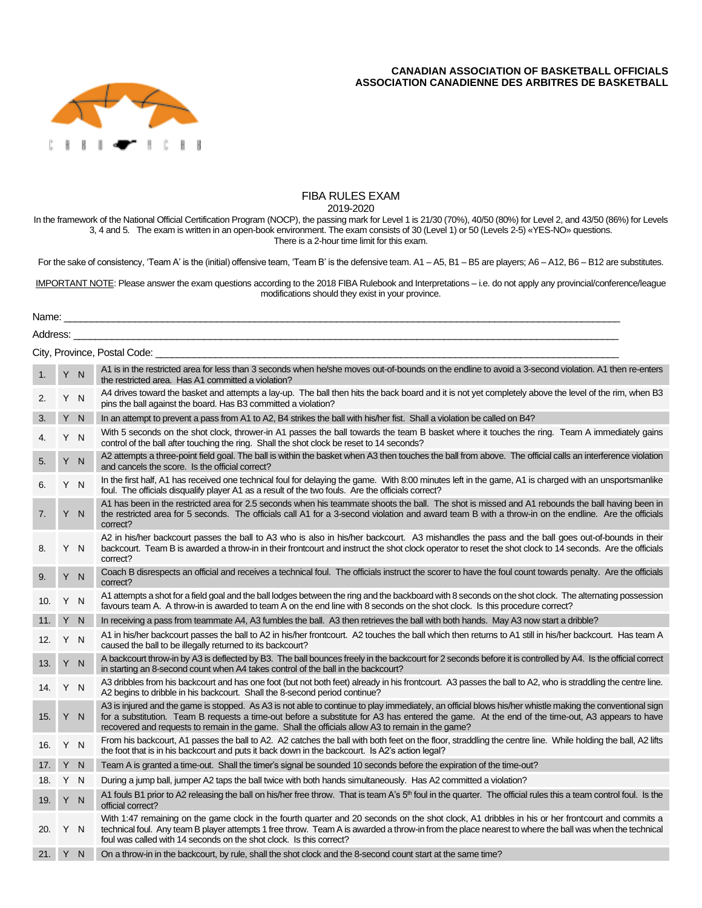**CANADIAN ASSOCIATION OF BASKETBALL OFFICIALS**
**ASSOCIATION CANADIENNE DES ARBITRES DE BASKETBALL**

# FIBA RULES EXAM

2019-2020

In the framework of the National Official Certification Program (NOCP), the passing mark for Level 1 is 21/30 (70%), 40/50 (80%) for Level 2, and 43/50 (86%) for Levels 3, 4 and 5. The exam is written in an open-book environment. The exam consists of 30 (Level 1) or 50 (Levels 2-5) «YES-NO» questions. There is a 2-hour time limit for this exam.

For the sake of consistency, 'Team A' is the (initial) offensive team, 'Team B' is the defensive team. A1 – A5, B1 – B5 are players; A6 – A12, B6 – B12 are substitutes.

IMPORTANT NOTE: Please answer the exam questions according to the 2018 FIBA Rulebook and Interpretations – i.e. do not apply any provincial/conference/league modifications should they exist in your province.

Name: ____________________________________________

Address: ____________________________________________

City, Province, Postal Code: ____________________________________________

| # | Y/N | Question |
|---|---|---|
| 1. | Y N | A1 is in the restricted area for less than 3 seconds when he/she moves out-of-bounds on the endline to avoid a 3-second violation. A1 then re-enters the restricted area. Has A1 committed a violation? |
| 2. | Y N | A4 drives toward the basket and attempts a lay-up. The ball then hits the back board and it is not yet completely above the level of the rim, when B3 pins the ball against the board. Has B3 committed a violation? |
| 3. | Y N | In an attempt to prevent a pass from A1 to A2, B4 strikes the ball with his/her fist. Shall a violation be called on B4? |
| 4. | Y N | With 5 seconds on the shot clock, thrower-in A1 passes the ball towards the team B basket where it touches the ring. Team A immediately gains control of the ball after touching the ring. Shall the shot clock be reset to 14 seconds? |
| 5. | Y N | A2 attempts a three-point field goal. The ball is within the basket when A3 then touches the ball from above. The official calls an interference violation and cancels the score. Is the official correct? |
| 6. | Y N | In the first half, A1 has received one technical foul for delaying the game. With 8:00 minutes left in the game, A1 is charged with an unsportsmanlike foul. The officials disqualify player A1 as a result of the two fouls. Are the officials correct? |
| 7. | Y N | A1 has been in the restricted area for 2.5 seconds when his teammate shoots the ball. The shot is missed and A1 rebounds the ball having been in the restricted area for 5 seconds. The officials call A1 for a 3-second violation and award team B with a throw-in on the endline. Are the officials correct? |
| 8. | Y N | A2 in his/her backcourt passes the ball to A3 who is also in his/her backcourt. A3 mishandles the pass and the ball goes out-of-bounds in their backcourt. Team B is awarded a throw-in in their frontcourt and instruct the shot clock operator to reset the shot clock to 14 seconds. Are the officials correct? |
| 9. | Y N | Coach B disrespects an official and receives a technical foul. The officials instruct the scorer to have the foul count towards penalty. Are the officials correct? |
| 10. | Y N | A1 attempts a shot for a field goal and the ball lodges between the ring and the backboard with 8 seconds on the shot clock. The alternating possession favours team A. A throw-in is awarded to team A on the end line with 8 seconds on the shot clock. Is this procedure correct? |
| 11. | Y N | In receiving a pass from teammate A4, A3 fumbles the ball. A3 then retrieves the ball with both hands. May A3 now start a dribble? |
| 12. | Y N | A1 in his/her backcourt passes the ball to A2 in his/her frontcourt. A2 touches the ball which then returns to A1 still in his/her backcourt. Has team A caused the ball to be illegally returned to its backcourt? |
| 13. | Y N | A backcourt throw-in by A3 is deflected by B3. The ball bounces freely in the backcourt for 2 seconds before it is controlled by A4. Is the official correct in starting an 8-second count when A4 takes control of the ball in the backcourt? |
| 14. | Y N | A3 dribbles from his backcourt and has one foot (but not both feet) already in his frontcourt. A3 passes the ball to A2, who is straddling the centre line. A2 begins to dribble in his backcourt. Shall the 8-second period continue? |
| 15. | Y N | A3 is injured and the game is stopped. As A3 is not able to continue to play immediately, an official blows his/her whistle making the conventional sign for a substitution. Team B requests a time-out before a substitute for A3 has entered the game. At the end of the time-out, A3 appears to have recovered and requests to remain in the game. Shall the officials allow A3 to remain in the game? |
| 16. | Y N | From his backcourt, A1 passes the ball to A2. A2 catches the ball with both feet on the floor, straddling the centre line. While holding the ball, A2 lifts the foot that is in his backcourt and puts it back down in the backcourt. Is A2's action legal? |
| 17. | Y N | Team A is granted a time-out. Shall the timer's signal be sounded 10 seconds before the expiration of the time-out? |
| 18. | Y N | During a jump ball, jumper A2 taps the ball twice with both hands simultaneously. Has A2 committed a violation? |
| 19. | Y N | A1 fouls B1 prior to A2 releasing the ball on his/her free throw. That is team A's 5th foul in the quarter. The official rules this a team control foul. Is the official correct? |
| 20. | Y N | With 1:47 remaining on the game clock in the fourth quarter and 20 seconds on the shot clock, A1 dribbles in his or her frontcourt and commits a technical foul. Any team B player attempts 1 free throw. Team A is awarded a throw-in from the place nearest to where the ball was when the technical foul was called with 14 seconds on the shot clock. Is this correct? |
| 21. | Y N | On a throw-in in the backcourt, by rule, shall the shot clock and the 8-second count start at the same time? |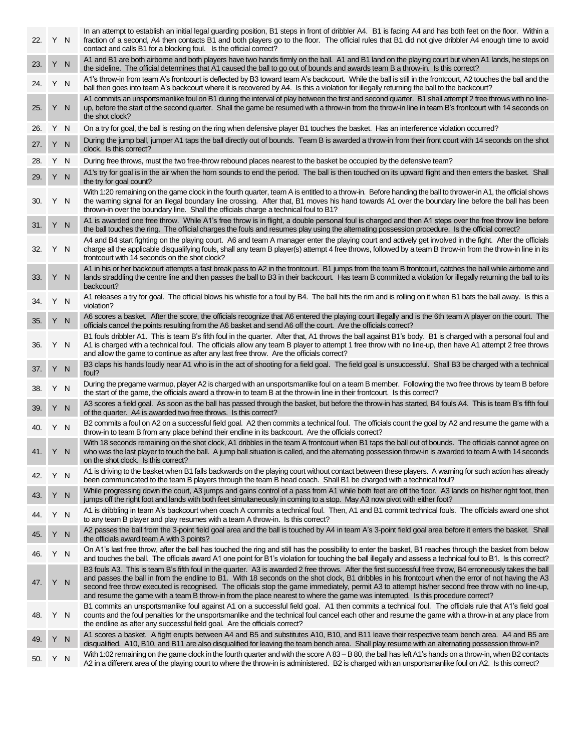| | | |
|---|---|---|
| 22. | Y N | In an attempt to establish an initial legal guarding position, B1 steps in front of dribbler A4. B1 is facing A4 and has both feet on the floor. Within a fraction of a second, A4 then contacts B1 and both players go to the floor. The official rules that B1 did not give dribbler A4 enough time to avoid contact and calls B1 for a blocking foul. Is the official correct? |
| 23. | Y N | A1 and B1 are both airborne and both players have two hands firmly on the ball. A1 and B1 land on the playing court but when A1 lands, he steps on the sideline. The official determines that A1 caused the ball to go out of bounds and awards team B a throw-in. Is this correct? |
| 24. | Y N | A1's throw-in from team A's frontcourt is deflected by B3 toward team A's backcourt. While the ball is still in the frontcourt, A2 touches the ball and the ball then goes into team A's backcourt where it is recovered by A4. Is this a violation for illegally returning the ball to the backcourt? |
| 25. | Y N | A1 commits an unsportsmanlike foul on B1 during the interval of play between the first and second quarter. B1 shall attempt 2 free throws with no line-up, before the start of the second quarter. Shall the game be resumed with a throw-in from the throw-in line in team B's frontcourt with 14 seconds on the shot clock? |
| 26. | Y N | On a try for goal, the ball is resting on the ring when defensive player B1 touches the basket. Has an interference violation occurred? |
| 27. | Y N | During the jump ball, jumper A1 taps the ball directly out of bounds. Team B is awarded a throw-in from their front court with 14 seconds on the shot clock. Is this correct? |
| 28. | Y N | During free throws, must the two free-throw rebound places nearest to the basket be occupied by the defensive team? |
| 29. | Y N | A1's try for goal is in the air when the horn sounds to end the period. The ball is then touched on its upward flight and then enters the basket. Shall the try for goal count? |
| 30. | Y N | With 1:20 remaining on the game clock in the fourth quarter, team A is entitled to a throw-in. Before handing the ball to thrower-in A1, the official shows the warning signal for an illegal boundary line crossing. After that, B1 moves his hand towards A1 over the boundary line before the ball has been thrown-in over the boundary line. Shall the officials charge a technical foul to B1? |
| 31. | Y N | A1 is awarded one free throw. While A1's free throw is in flight, a double personal foul is charged and then A1 steps over the free throw line before the ball touches the ring. The official charges the fouls and resumes play using the alternating possession procedure. Is the official correct? |
| 32. | Y N | A4 and B4 start fighting on the playing court. A6 and team A manager enter the playing court and actively get involved in the fight. After the officials charge all the applicable disqualifying fouls, shall any team B player(s) attempt 4 free throws, followed by a team B throw-in from the throw-in line in its frontcourt with 14 seconds on the shot clock? |
| 33. | Y N | A1 in his or her backcourt attempts a fast break pass to A2 in the frontcourt. B1 jumps from the team B frontcourt, catches the ball while airborne and lands straddling the centre line and then passes the ball to B3 in their backcourt. Has team B committed a violation for illegally returning the ball to its backcourt? |
| 34. | Y N | A1 releases a try for goal. The official blows his whistle for a foul by B4. The ball hits the rim and is rolling on it when B1 bats the ball away. Is this a violation? |
| 35. | Y N | A6 scores a basket. After the score, the officials recognize that A6 entered the playing court illegally and is the 6th team A player on the court. The officials cancel the points resulting from the A6 basket and send A6 off the court. Are the officials correct? |
| 36. | Y N | B1 fouls dribbler A1. This is team B's fifth foul in the quarter. After that, A1 throws the ball against B1's body. B1 is charged with a personal foul and A1 is charged with a technical foul. The officials allow any team B player to attempt 1 free throw with no line-up, then have A1 attempt 2 free throws and allow the game to continue as after any last free throw. Are the officials correct? |
| 37. | Y N | B3 claps his hands loudly near A1 who is in the act of shooting for a field goal. The field goal is unsuccessful. Shall B3 be charged with a technical foul? |
| 38. | Y N | During the pregame warmup, player A2 is charged with an unsportsmanlike foul on a team B member. Following the two free throws by team B before the start of the game, the officials award a throw-in to team B at the throw-in line in their frontcourt. Is this correct? |
| 39. | Y N | A3 scores a field goal. As soon as the ball has passed through the basket, but before the throw-in has started, B4 fouls A4. This is team B's fifth foul of the quarter. A4 is awarded two free throws. Is this correct? |
| 40. | Y N | B2 commits a foul on A2 on a successful field goal. A2 then commits a technical foul. The officials count the goal by A2 and resume the game with a throw-in to team B from any place behind their endline in its backcourt. Are the officials correct? |
| 41. | Y N | With 18 seconds remaining on the shot clock, A1 dribbles in the team A frontcourt when B1 taps the ball out of bounds. The officials cannot agree on who was the last player to touch the ball. A jump ball situation is called, and the alternating possession throw-in is awarded to team A with 14 seconds on the shot clock. Is this correct? |
| 42. | Y N | A1 is driving to the basket when B1 falls backwards on the playing court without contact between these players. A warning for such action has already been communicated to the team B players through the team B head coach. Shall B1 be charged with a technical foul? |
| 43. | Y N | While progressing down the court, A3 jumps and gains control of a pass from A1 while both feet are off the floor. A3 lands on his/her right foot, then jumps off the right foot and lands with both feet simultaneously in coming to a stop. May A3 now pivot with either foot? |
| 44. | Y N | A1 is dribbling in team A's backcourt when coach A commits a technical foul. Then, A1 and B1 commit technical fouls. The officials award one shot to any team B player and play resumes with a team A throw-in. Is this correct? |
| 45. | Y N | A2 passes the ball from the 3-point field goal area and the ball is touched by A4 in team A's 3-point field goal area before it enters the basket. Shall the officials award team A with 3 points? |
| 46. | Y N | On A1's last free throw, after the ball has touched the ring and still has the possibility to enter the basket, B1 reaches through the basket from below and touches the ball. The officials award A1 one point for B1's violation for touching the ball illegally and assess a technical foul to B1. Is this correct? |
| 47. | Y N | B3 fouls A3. This is team B's fifth foul in the quarter. A3 is awarded 2 free throws. After the first successful free throw, B4 erroneously takes the ball and passes the ball in from the endline to B1. With 18 seconds on the shot clock, B1 dribbles in his frontcourt when the error of not having the A3 second free throw executed is recognised. The officials stop the game immediately, permit A3 to attempt his/her second free throw with no line-up, and resume the game with a team B throw-in from the place nearest to where the game was interrupted. Is this procedure correct? |
| 48. | Y N | B1 commits an unsportsmanlike foul against A1 on a successful field goal. A1 then commits a technical foul. The officials rule that A1's field goal counts and the foul penalties for the unsportsmanlike and the technical foul cancel each other and resume the game with a throw-in at any place from the endline as after any successful field goal. Are the officials correct? |
| 49. | Y N | A1 scores a basket. A fight erupts between A4 and B5 and substitutes A10, B10, and B11 leave their respective team bench area. A4 and B5 are disqualified. A10, B10, and B11 are also disqualified for leaving the team bench area. Shall play resume with an alternating possession throw-in? |
| 50. | Y N | With 1:02 remaining on the game clock in the fourth quarter and with the score A 83 – B 80, the ball has left A1's hands on a throw-in, when B2 contacts A2 in a different area of the playing court to where the throw-in is administered. B2 is charged with an unsportsmanlike foul on A2. Is this correct? |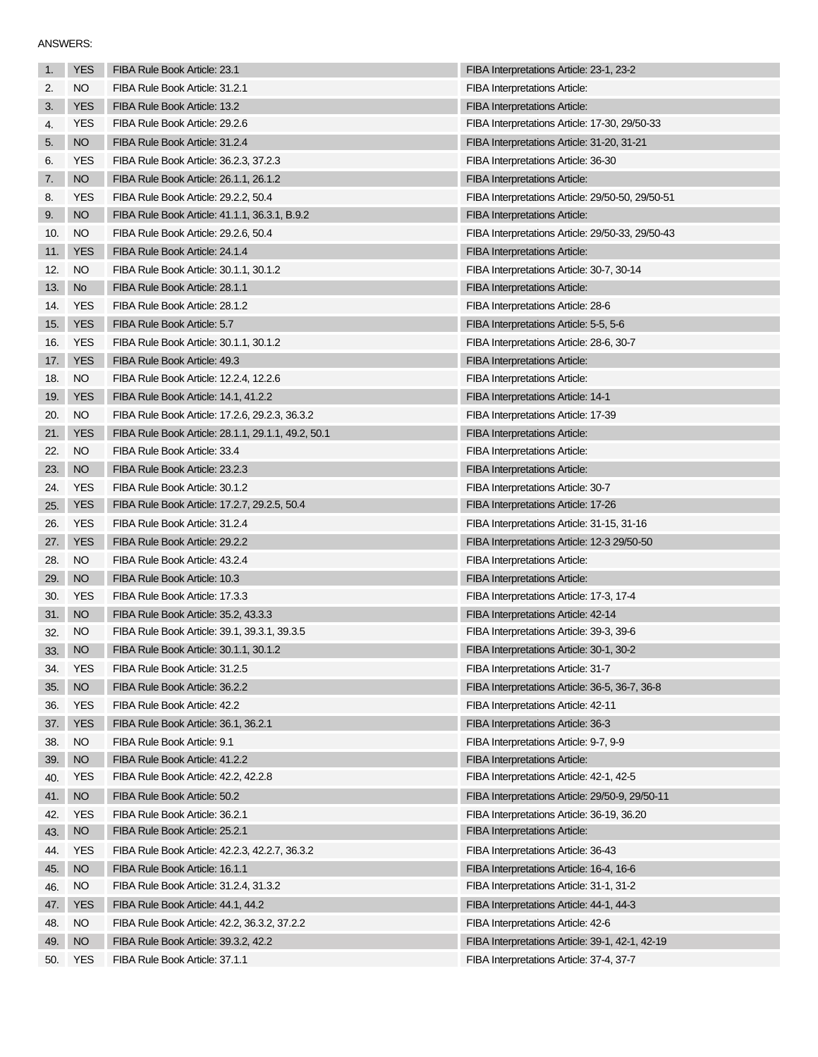ANSWERS:

| | | | |
|---|---|---|---|
| 1. | YES | FIBA Rule Book Article: 23.1 | FIBA Interpretations Article: 23-1, 23-2 |
| 2. | NO | FIBA Rule Book Article: 31.2.1 | FIBA Interpretations Article: |
| 3. | YES | FIBA Rule Book Article: 13.2 | FIBA Interpretations Article: |
| 4. | YES | FIBA Rule Book Article: 29.2.6 | FIBA Interpretations Article: 17-30, 29/50-33 |
| 5. | NO | FIBA Rule Book Article: 31.2.4 | FIBA Interpretations Article: 31-20, 31-21 |
| 6. | YES | FIBA Rule Book Article: 36.2.3, 37.2.3 | FIBA Interpretations Article: 36-30 |
| 7. | NO | FIBA Rule Book Article: 26.1.1, 26.1.2 | FIBA Interpretations Article: |
| 8. | YES | FIBA Rule Book Article: 29.2.2, 50.4 | FIBA Interpretations Article: 29/50-50, 29/50-51 |
| 9. | NO | FIBA Rule Book Article: 41.1.1, 36.3.1, B.9.2 | FIBA Interpretations Article: |
| 10. | NO | FIBA Rule Book Article: 29.2.6, 50.4 | FIBA Interpretations Article: 29/50-33, 29/50-43 |
| 11. | YES | FIBA Rule Book Article: 24.1.4 | FIBA Interpretations Article: |
| 12. | NO | FIBA Rule Book Article: 30.1.1, 30.1.2 | FIBA Interpretations Article: 30-7, 30-14 |
| 13. | No | FIBA Rule Book Article: 28.1.1 | FIBA Interpretations Article: |
| 14. | YES | FIBA Rule Book Article: 28.1.2 | FIBA Interpretations Article: 28-6 |
| 15. | YES | FIBA Rule Book Article: 5.7 | FIBA Interpretations Article: 5-5, 5-6 |
| 16. | YES | FIBA Rule Book Article: 30.1.1, 30.1.2 | FIBA Interpretations Article: 28-6, 30-7 |
| 17. | YES | FIBA Rule Book Article: 49.3 | FIBA Interpretations Article: |
| 18. | NO | FIBA Rule Book Article: 12.2.4, 12.2.6 | FIBA Interpretations Article: |
| 19. | YES | FIBA Rule Book Article: 14.1, 41.2.2 | FIBA Interpretations Article: 14-1 |
| 20. | NO | FIBA Rule Book Article: 17.2.6, 29.2.3, 36.3.2 | FIBA Interpretations Article: 17-39 |
| 21. | YES | FIBA Rule Book Article: 28.1.1, 29.1.1, 49.2, 50.1 | FIBA Interpretations Article: |
| 22. | NO | FIBA Rule Book Article: 33.4 | FIBA Interpretations Article: |
| 23. | NO | FIBA Rule Book Article: 23.2.3 | FIBA Interpretations Article: |
| 24. | YES | FIBA Rule Book Article: 30.1.2 | FIBA Interpretations Article: 30-7 |
| 25. | YES | FIBA Rule Book Article: 17.2.7, 29.2.5, 50.4 | FIBA Interpretations Article: 17-26 |
| 26. | YES | FIBA Rule Book Article: 31.2.4 | FIBA Interpretations Article: 31-15, 31-16 |
| 27. | YES | FIBA Rule Book Article: 29.2.2 | FIBA Interpretations Article: 12-3 29/50-50 |
| 28. | NO | FIBA Rule Book Article: 43.2.4 | FIBA Interpretations Article: |
| 29. | NO | FIBA Rule Book Article: 10.3 | FIBA Interpretations Article: |
| 30. | YES | FIBA Rule Book Article: 17.3.3 | FIBA Interpretations Article: 17-3, 17-4 |
| 31. | NO | FIBA Rule Book Article: 35.2, 43.3.3 | FIBA Interpretations Article: 42-14 |
| 32. | NO | FIBA Rule Book Article: 39.1, 39.3.1, 39.3.5 | FIBA Interpretations Article: 39-3, 39-6 |
| 33. | NO | FIBA Rule Book Article: 30.1.1, 30.1.2 | FIBA Interpretations Article: 30-1, 30-2 |
| 34. | YES | FIBA Rule Book Article: 31.2.5 | FIBA Interpretations Article: 31-7 |
| 35. | NO | FIBA Rule Book Article: 36.2.2 | FIBA Interpretations Article: 36-5, 36-7, 36-8 |
| 36. | YES | FIBA Rule Book Article: 42.2 | FIBA Interpretations Article: 42-11 |
| 37. | YES | FIBA Rule Book Article: 36.1, 36.2.1 | FIBA Interpretations Article: 36-3 |
| 38. | NO | FIBA Rule Book Article: 9.1 | FIBA Interpretations Article: 9-7, 9-9 |
| 39. | NO | FIBA Rule Book Article: 41.2.2 | FIBA Interpretations Article: |
| 40. | YES | FIBA Rule Book Article: 42.2, 42.2.8 | FIBA Interpretations Article: 42-1, 42-5 |
| 41. | NO | FIBA Rule Book Article: 50.2 | FIBA Interpretations Article: 29/50-9, 29/50-11 |
| 42. | YES | FIBA Rule Book Article: 36.2.1 | FIBA Interpretations Article: 36-19, 36.20 |
| 43. | NO | FIBA Rule Book Article: 25.2.1 | FIBA Interpretations Article: |
| 44. | YES | FIBA Rule Book Article: 42.2.3, 42.2.7, 36.3.2 | FIBA Interpretations Article: 36-43 |
| 45. | NO | FIBA Rule Book Article: 16.1.1 | FIBA Interpretations Article: 16-4, 16-6 |
| 46. | NO | FIBA Rule Book Article: 31.2.4, 31.3.2 | FIBA Interpretations Article: 31-1, 31-2 |
| 47. | YES | FIBA Rule Book Article: 44.1, 44.2 | FIBA Interpretations Article: 44-1, 44-3 |
| 48. | NO | FIBA Rule Book Article: 42.2, 36.3.2, 37.2.2 | FIBA Interpretations Article: 42-6 |
| 49. | NO | FIBA Rule Book Article: 39.3.2, 42.2 | FIBA Interpretations Article: 39-1, 42-1, 42-19 |
| 50. | YES | FIBA Rule Book Article: 37.1.1 | FIBA Interpretations Article: 37-4, 37-7 |